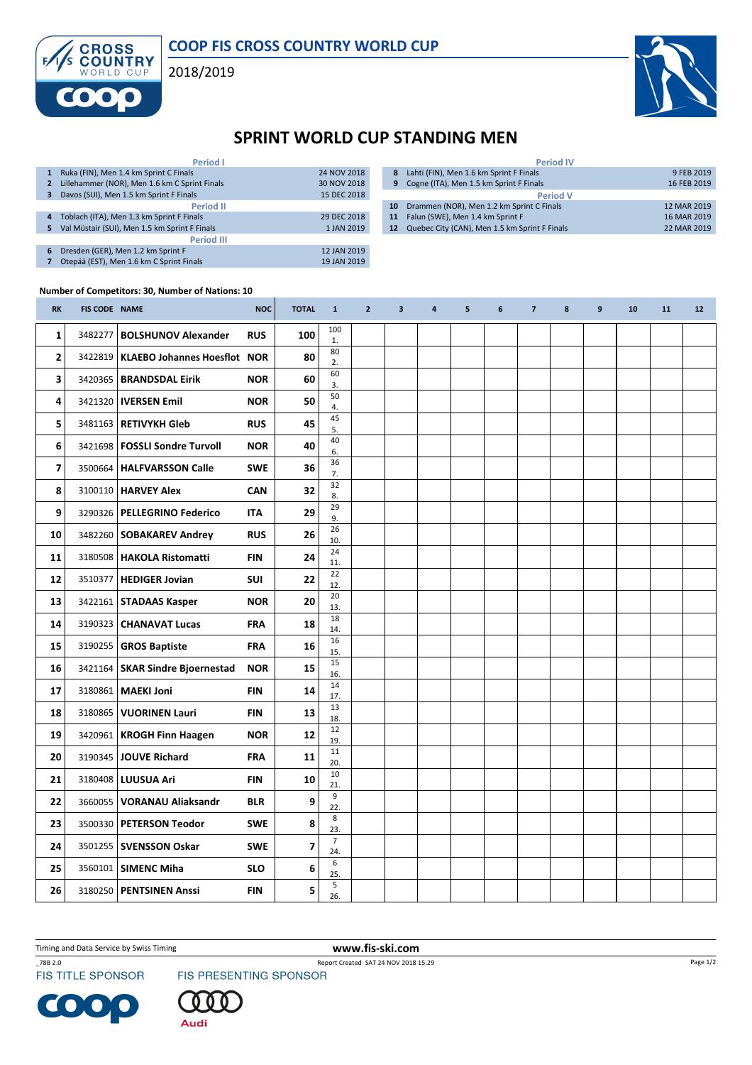COOP FIS CROSS COUNTRY WORLD CUP

2018/2019

# SPRINT WORLD CUP STANDING MEN

| | | |
|---|---|---|
| **Period I** | | |
| 1 | Ruka (FIN), Men 1.4 km Sprint C Finals | 24 NOV 2018 |
| 2 | Lillehammer (NOR), Men 1.6 km C Sprint Finals | 30 NOV 2018 |
| 3 | Davos (SUI), Men 1.5 km Sprint F Finals | 15 DEC 2018 |
| **Period II** | | |
| 4 | Toblach (ITA), Men 1.3 km Sprint F Finals | 29 DEC 2018 |
| 5 | Val Müstair (SUI), Men 1.5 km Sprint F Finals | 1 JAN 2019 |
| **Period III** | | |
| 6 | Dresden (GER), Men 1.2 km Sprint F | 12 JAN 2019 |
| 7 | Otepää (EST), Men 1.6 km C Sprint Finals | 19 JAN 2019 |
| **Period IV** | | |
| 8 | Lahti (FIN), Men 1.6 km Sprint F Finals | 9 FEB 2019 |
| 9 | Cogne (ITA), Men 1.5 km Sprint F Finals | 16 FEB 2019 |
| **Period V** | | |
| 10 | Drammen (NOR), Men 1.2 km Sprint C Finals | 12 MAR 2019 |
| 11 | Falun (SWE), Men 1.4 km Sprint F | 16 MAR 2019 |
| 12 | Quebec City (CAN), Men 1.5 km Sprint F Finals | 22 MAR 2019 |

**Number of Competitors: 30, Number of Nations: 10**

| RK | FIS CODE | NAME | NOC | TOTAL | 1 | 2 | 3 | 4 | 5 | 6 | 7 | 8 | 9 | 10 | 11 | 12 |
|---|---|---|---|---|---|---|---|---|---|---|---|---|---|---|---|---|
| 1 | 3482277 | **BOLSHUNOV Alexander** | **RUS** | **100** | 100 1. | | | | | | | | | | | |
| 2 | 3422819 | **KLAEBO Johannes Hoesflot** | **NOR** | **80** | 80 2. | | | | | | | | | | | |
| 3 | 3420365 | **BRANDSDAL Eirik** | **NOR** | **60** | 60 3. | | | | | | | | | | | |
| 4 | 3421320 | **IVERSEN Emil** | **NOR** | **50** | 50 4. | | | | | | | | | | | |
| 5 | 3481163 | **RETIVYKH Gleb** | **RUS** | **45** | 45 5. | | | | | | | | | | | |
| 6 | 3421698 | **FOSSLI Sondre Turvoll** | **NOR** | **40** | 40 6. | | | | | | | | | | | |
| 7 | 3500664 | **HALFVARSSON Calle** | **SWE** | **36** | 36 7. | | | | | | | | | | | |
| 8 | 3100110 | **HARVEY Alex** | **CAN** | **32** | 32 8. | | | | | | | | | | | |
| 9 | 3290326 | **PELLEGRINO Federico** | **ITA** | **29** | 29 9. | | | | | | | | | | | |
| 10 | 3482260 | **SOBAKAREV Andrey** | **RUS** | **26** | 26 10. | | | | | | | | | | | |
| 11 | 3180508 | **HAKOLA Ristomatti** | **FIN** | **24** | 24 11. | | | | | | | | | | | |
| 12 | 3510377 | **HEDIGER Jovian** | **SUI** | **22** | 22 12. | | | | | | | | | | | |
| 13 | 3422161 | **STADAAS Kasper** | **NOR** | **20** | 20 13. | | | | | | | | | | | |
| 14 | 3190323 | **CHANAVAT Lucas** | **FRA** | **18** | 18 14. | | | | | | | | | | | |
| 15 | 3190255 | **GROS Baptiste** | **FRA** | **16** | 16 15. | | | | | | | | | | | |
| 16 | 3421164 | **SKAR Sindre Bjoernestad** | **NOR** | **15** | 15 16. | | | | | | | | | | | |
| 17 | 3180861 | **MAEKI Joni** | **FIN** | **14** | 14 17. | | | | | | | | | | | |
| 18 | 3180865 | **VUORINEN Lauri** | **FIN** | **13** | 13 18. | | | | | | | | | | | |
| 19 | 3420961 | **KROGH Finn Haagen** | **NOR** | **12** | 12 19. | | | | | | | | | | | |
| 20 | 3190345 | **JOUVE Richard** | **FRA** | **11** | 11 20. | | | | | | | | | | | |
| 21 | 3180408 | **LUUSUA Ari** | **FIN** | **10** | 10 21. | | | | | | | | | | | |
| 22 | 3660055 | **VORANAU Aliaksandr** | **BLR** | **9** | 9 22. | | | | | | | | | | | |
| 23 | 3500330 | **PETERSON Teodor** | **SWE** | **8** | 8 23. | | | | | | | | | | | |
| 24 | 3501255 | **SVENSSON Oskar** | **SWE** | **7** | 7 24. | | | | | | | | | | | |
| 25 | 3560101 | **SIMENC Miha** | **SLO** | **6** | 6 25. | | | | | | | | | | | |
| 26 | 3180250 | **PENTSINEN Anssi** | **FIN** | **5** | 5 26. | | | | | | | | | | | |

Timing and Data Service by Swiss Timing

**www.fis-ski.com**

_78B 2.0

Report Created SAT 24 NOV 2018 15:29

FIS TITLE SPONSOR

FIS PRESENTING SPONSOR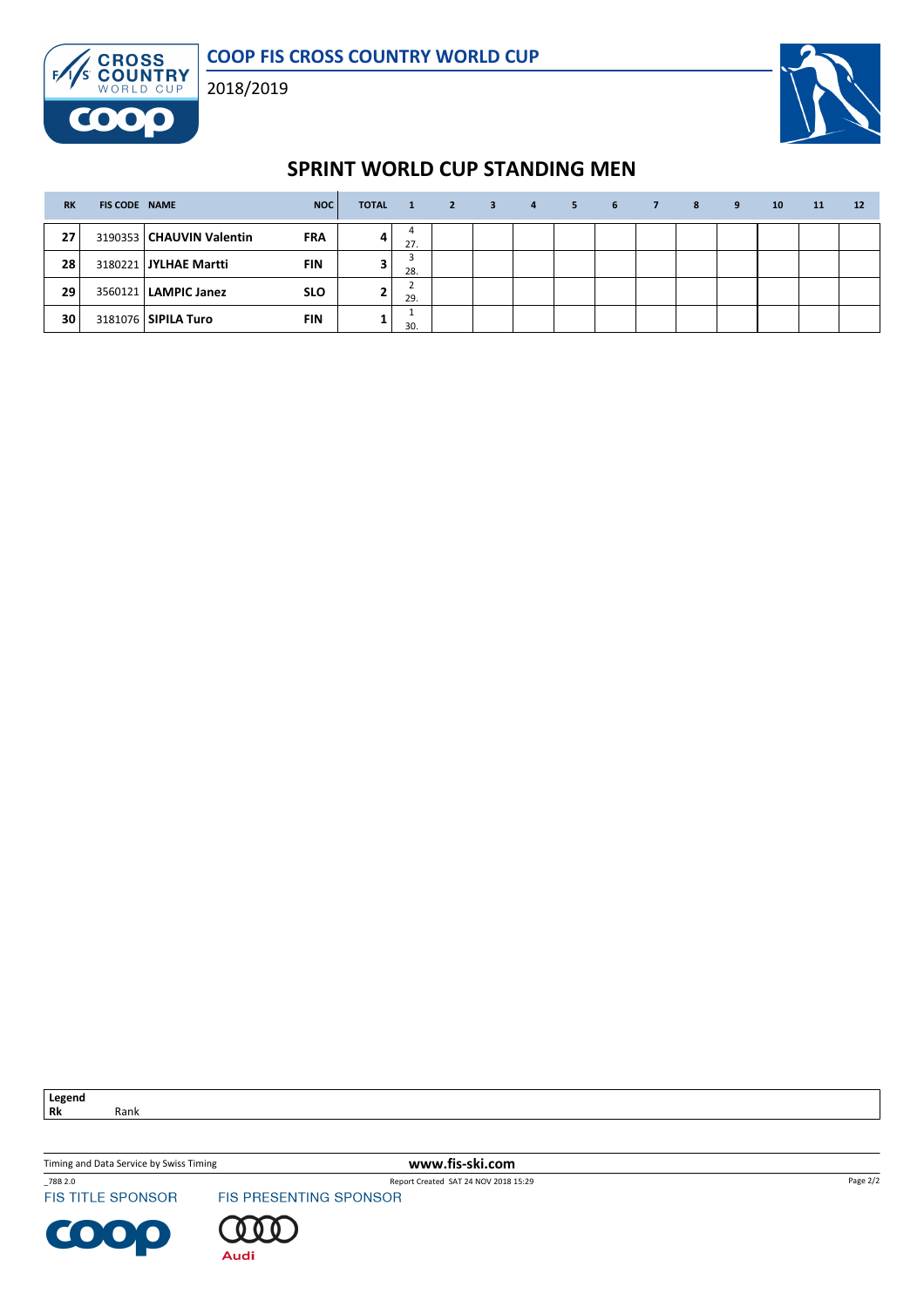COOP FIS CROSS COUNTRY WORLD CUP

2018/2019

## SPRINT WORLD CUP STANDING MEN

| RK | FIS CODE | NAME | NOC | TOTAL | 1 | 2 | 3 | 4 | 5 | 6 | 7 | 8 | 9 | 10 | 11 | 12 |
|---|---|---|---|---|---|---|---|---|---|---|---|---|---|---|---|---|
| 27 | 3190353 | **CHAUVIN Valentin** | **FRA** | 4 | 4 27. | | | | | | | | | | | |
| 28 | 3180221 | **JYLHAE Martti** | **FIN** | 3 | 3 28. | | | | | | | | | | | |
| 29 | 3560121 | **LAMPIC Janez** | **SLO** | 2 | 2 29. | | | | | | | | | | | |
| 30 | 3181076 | **SIPILA Turo** | **FIN** | 1 | 1 30. | | | | | | | | | | | |

**Legend**
**Rk** Rank

Timing and Data Service by Swiss Timing

**www.fis-ski.com**

_78B 2.0

Report Created SAT 24 NOV 2018 15:29

FIS TITLE SPONSOR

FIS PRESENTING SPONSOR